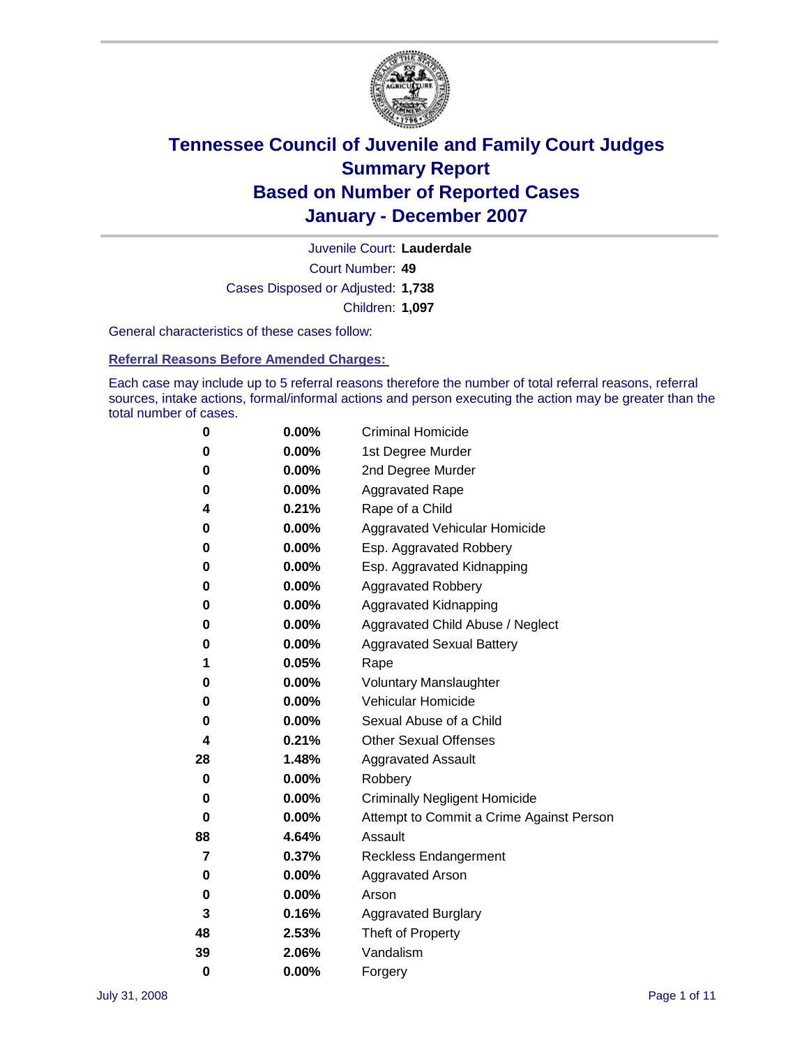# Tennessee Council of Juvenile and Family Court Judges
## Summary Report
## Based on Number of Reported Cases
## January - December 2007

Juvenile Court: **Lauderdale**
Court Number: **49**
Cases Disposed or Adjusted: **1,738**
Children: **1,097**

General characteristics of these cases follow:

### Referral Reasons Before Amended Charges:

Each case may include up to 5 referral reasons therefore the number of total referral reasons, referral sources, intake actions, formal/informal actions and person executing the action may be greater than the total number of cases.

| | | |
|---|---|---|
| 0 | 0.00% | Criminal Homicide |
| 0 | 0.00% | 1st Degree Murder |
| 0 | 0.00% | 2nd Degree Murder |
| 0 | 0.00% | Aggravated Rape |
| 4 | 0.21% | Rape of a Child |
| 0 | 0.00% | Aggravated Vehicular Homicide |
| 0 | 0.00% | Esp. Aggravated Robbery |
| 0 | 0.00% | Esp. Aggravated Kidnapping |
| 0 | 0.00% | Aggravated Robbery |
| 0 | 0.00% | Aggravated Kidnapping |
| 0 | 0.00% | Aggravated Child Abuse / Neglect |
| 0 | 0.00% | Aggravated Sexual Battery |
| 1 | 0.05% | Rape |
| 0 | 0.00% | Voluntary Manslaughter |
| 0 | 0.00% | Vehicular Homicide |
| 0 | 0.00% | Sexual Abuse of a Child |
| 4 | 0.21% | Other Sexual Offenses |
| 28 | 1.48% | Aggravated Assault |
| 0 | 0.00% | Robbery |
| 0 | 0.00% | Criminally Negligent Homicide |
| 0 | 0.00% | Attempt to Commit a Crime Against Person |
| 88 | 4.64% | Assault |
| 7 | 0.37% | Reckless Endangerment |
| 0 | 0.00% | Aggravated Arson |
| 0 | 0.00% | Arson |
| 3 | 0.16% | Aggravated Burglary |
| 48 | 2.53% | Theft of Property |
| 39 | 2.06% | Vandalism |
| 0 | 0.00% | Forgery |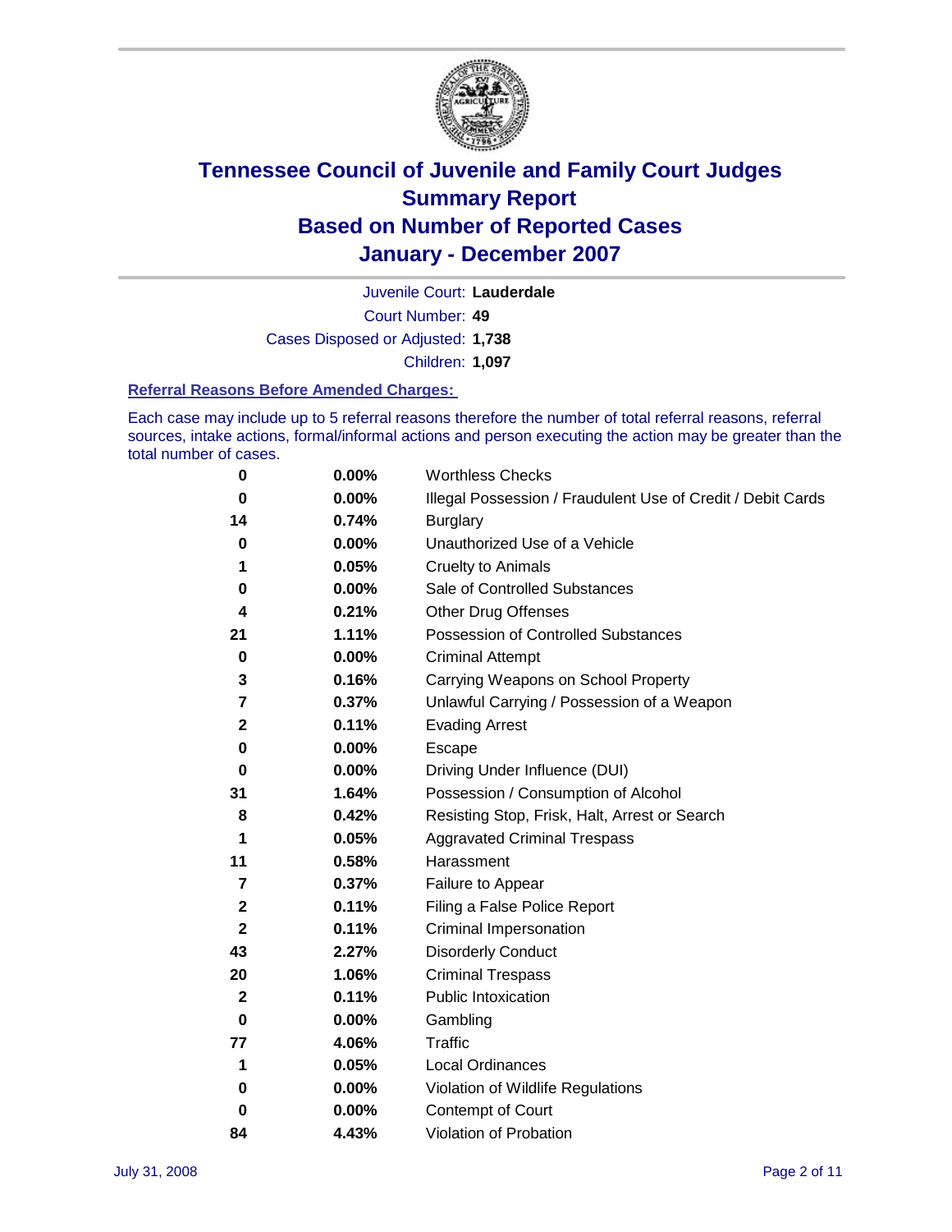# Tennessee Council of Juvenile and Family Court Judges
## Summary Report
## Based on Number of Reported Cases
## January - December 2007

Juvenile Court: **Lauderdale**
Court Number: **49**
Cases Disposed or Adjusted: **1,738**
Children: **1,097**

### Referral Reasons Before Amended Charges:

Each case may include up to 5 referral reasons therefore the number of total referral reasons, referral sources, intake actions, formal/informal actions and person executing the action may be greater than the total number of cases.

| | | |
|---|---|---|
| **0** | **0.00%** | Worthless Checks |
| **0** | **0.00%** | Illegal Possession / Fraudulent Use of Credit / Debit Cards |
| **14** | **0.74%** | Burglary |
| **0** | **0.00%** | Unauthorized Use of a Vehicle |
| **1** | **0.05%** | Cruelty to Animals |
| **0** | **0.00%** | Sale of Controlled Substances |
| **4** | **0.21%** | Other Drug Offenses |
| **21** | **1.11%** | Possession of Controlled Substances |
| **0** | **0.00%** | Criminal Attempt |
| **3** | **0.16%** | Carrying Weapons on School Property |
| **7** | **0.37%** | Unlawful Carrying / Possession of a Weapon |
| **2** | **0.11%** | Evading Arrest |
| **0** | **0.00%** | Escape |
| **0** | **0.00%** | Driving Under Influence (DUI) |
| **31** | **1.64%** | Possession / Consumption of Alcohol |
| **8** | **0.42%** | Resisting Stop, Frisk, Halt, Arrest or Search |
| **1** | **0.05%** | Aggravated Criminal Trespass |
| **11** | **0.58%** | Harassment |
| **7** | **0.37%** | Failure to Appear |
| **2** | **0.11%** | Filing a False Police Report |
| **2** | **0.11%** | Criminal Impersonation |
| **43** | **2.27%** | Disorderly Conduct |
| **20** | **1.06%** | Criminal Trespass |
| **2** | **0.11%** | Public Intoxication |
| **0** | **0.00%** | Gambling |
| **77** | **4.06%** | Traffic |
| **1** | **0.05%** | Local Ordinances |
| **0** | **0.00%** | Violation of Wildlife Regulations |
| **0** | **0.00%** | Contempt of Court |
| **84** | **4.43%** | Violation of Probation |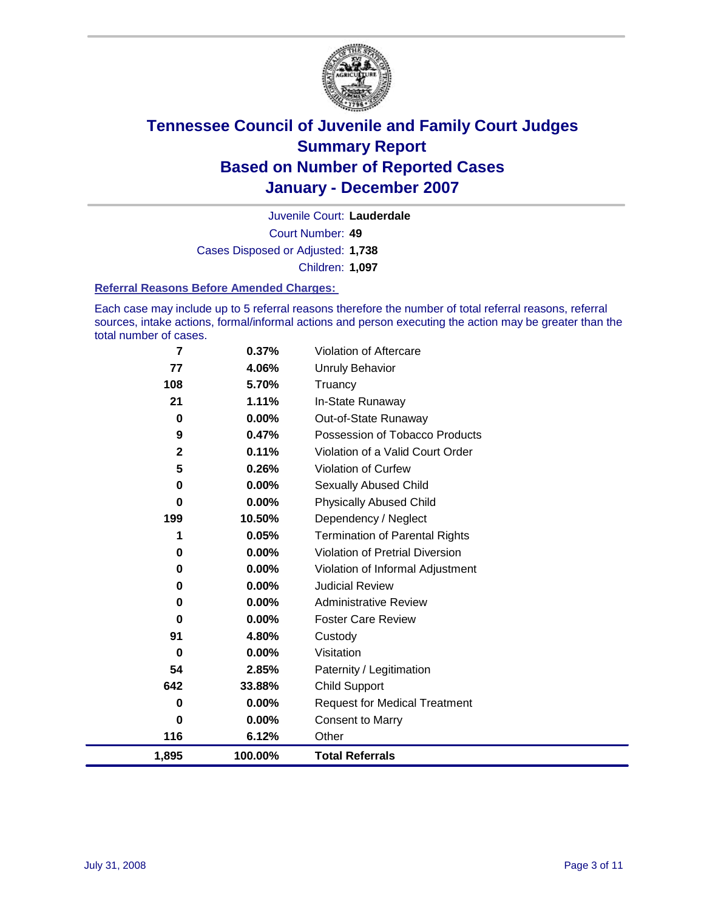# Tennessee Council of Juvenile and Family Court Judges
# Summary Report
# Based on Number of Reported Cases
# January - December 2007

Juvenile Court: **Lauderdale**

Court Number: **49**

Cases Disposed or Adjusted: **1,738**

Children: **1,097**

### Referral Reasons Before Amended Charges:

Each case may include up to 5 referral reasons therefore the number of total referral reasons, referral sources, intake actions, formal/informal actions and person executing the action may be greater than the total number of cases.

| | | |
|---|---|---|
| 7 | 0.37% | Violation of Aftercare |
| 77 | 4.06% | Unruly Behavior |
| 108 | 5.70% | Truancy |
| 21 | 1.11% | In-State Runaway |
| 0 | 0.00% | Out-of-State Runaway |
| 9 | 0.47% | Possession of Tobacco Products |
| 2 | 0.11% | Violation of a Valid Court Order |
| 5 | 0.26% | Violation of Curfew |
| 0 | 0.00% | Sexually Abused Child |
| 0 | 0.00% | Physically Abused Child |
| 199 | 10.50% | Dependency / Neglect |
| 1 | 0.05% | Termination of Parental Rights |
| 0 | 0.00% | Violation of Pretrial Diversion |
| 0 | 0.00% | Violation of Informal Adjustment |
| 0 | 0.00% | Judicial Review |
| 0 | 0.00% | Administrative Review |
| 0 | 0.00% | Foster Care Review |
| 91 | 4.80% | Custody |
| 0 | 0.00% | Visitation |
| 54 | 2.85% | Paternity / Legitimation |
| 642 | 33.88% | Child Support |
| 0 | 0.00% | Request for Medical Treatment |
| 0 | 0.00% | Consent to Marry |
| 116 | 6.12% | Other |
| **1,895** | **100.00%** | **Total Referrals** |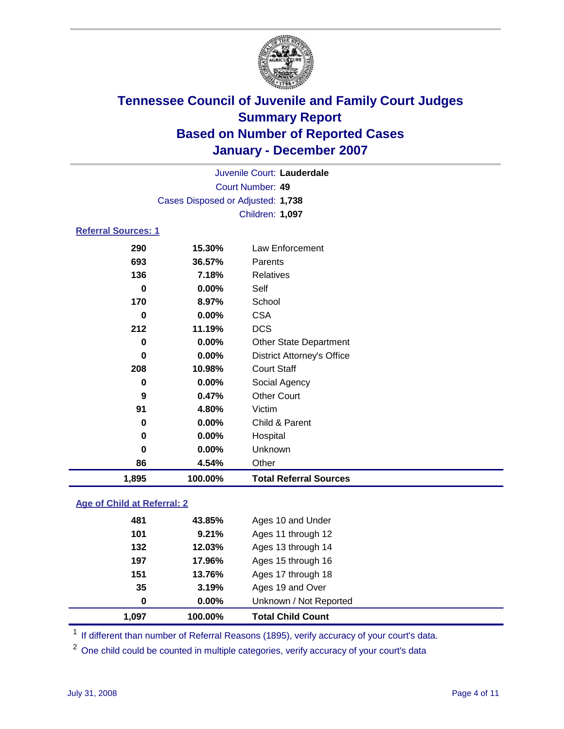# Tennessee Council of Juvenile and Family Court Judges
## Summary Report
## Based on Number of Reported Cases
## January - December 2007

Juvenile Court: **Lauderdale**
Court Number: **49**
Cases Disposed or Adjusted: **1,738**
Children: **1,097**

### Referral Sources: 1

| | | |
|---|---|---|
| 290 | 15.30% | Law Enforcement |
| 693 | 36.57% | Parents |
| 136 | 7.18% | Relatives |
| 0 | 0.00% | Self |
| 170 | 8.97% | School |
| 0 | 0.00% | CSA |
| 212 | 11.19% | DCS |
| 0 | 0.00% | Other State Department |
| 0 | 0.00% | District Attorney's Office |
| 208 | 10.98% | Court Staff |
| 0 | 0.00% | Social Agency |
| 9 | 0.47% | Other Court |
| 91 | 4.80% | Victim |
| 0 | 0.00% | Child & Parent |
| 0 | 0.00% | Hospital |
| 0 | 0.00% | Unknown |
| 86 | 4.54% | Other |
| **1,895** | **100.00%** | **Total Referral Sources** |

### Age of Child at Referral: 2

| | | |
|---|---|---|
| 481 | 43.85% | Ages 10 and Under |
| 101 | 9.21% | Ages 11 through 12 |
| 132 | 12.03% | Ages 13 through 14 |
| 197 | 17.96% | Ages 15 through 16 |
| 151 | 13.76% | Ages 17 through 18 |
| 35 | 3.19% | Ages 19 and Over |
| 0 | 0.00% | Unknown / Not Reported |
| **1,097** | **100.00%** | **Total Child Count** |

[1] If different than number of Referral Reasons (1895), verify accuracy of your court's data.

[2] One child could be counted in multiple categories, verify accuracy of your court's data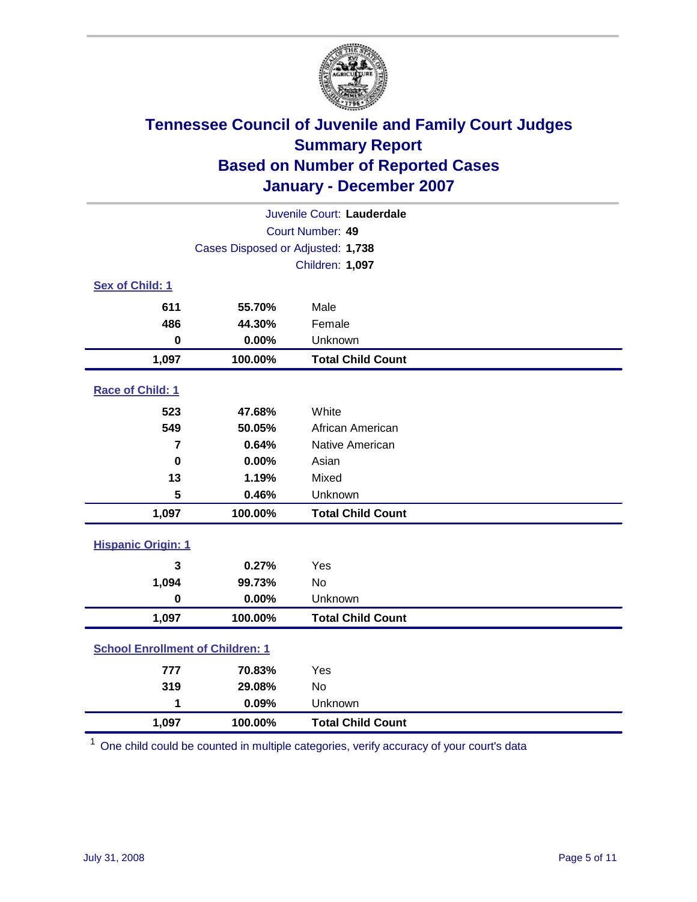# Tennessee Council of Juvenile and Family Court Judges
## Summary Report
## Based on Number of Reported Cases
## January - December 2007

Juvenile Court: **Lauderdale**
Court Number: **49**
Cases Disposed or Adjusted: **1,738**
Children: **1,097**

### Sex of Child: 1

| | | |
|---|---|---|
| 611 | 55.70% | Male |
| 486 | 44.30% | Female |
| 0 | 0.00% | Unknown |
| **1,097** | **100.00%** | **Total Child Count** |

### Race of Child: 1

| | | |
|---|---|---|
| 523 | 47.68% | White |
| 549 | 50.05% | African American |
| 7 | 0.64% | Native American |
| 0 | 0.00% | Asian |
| 13 | 1.19% | Mixed |
| 5 | 0.46% | Unknown |
| **1,097** | **100.00%** | **Total Child Count** |

### Hispanic Origin: 1

| | | |
|---|---|---|
| 3 | 0.27% | Yes |
| 1,094 | 99.73% | No |
| 0 | 0.00% | Unknown |
| **1,097** | **100.00%** | **Total Child Count** |

### School Enrollment of Children: 1

| | | |
|---|---|---|
| 777 | 70.83% | Yes |
| 319 | 29.08% | No |
| 1 | 0.09% | Unknown |
| **1,097** | **100.00%** | **Total Child Count** |

[1] One child could be counted in multiple categories, verify accuracy of your court's data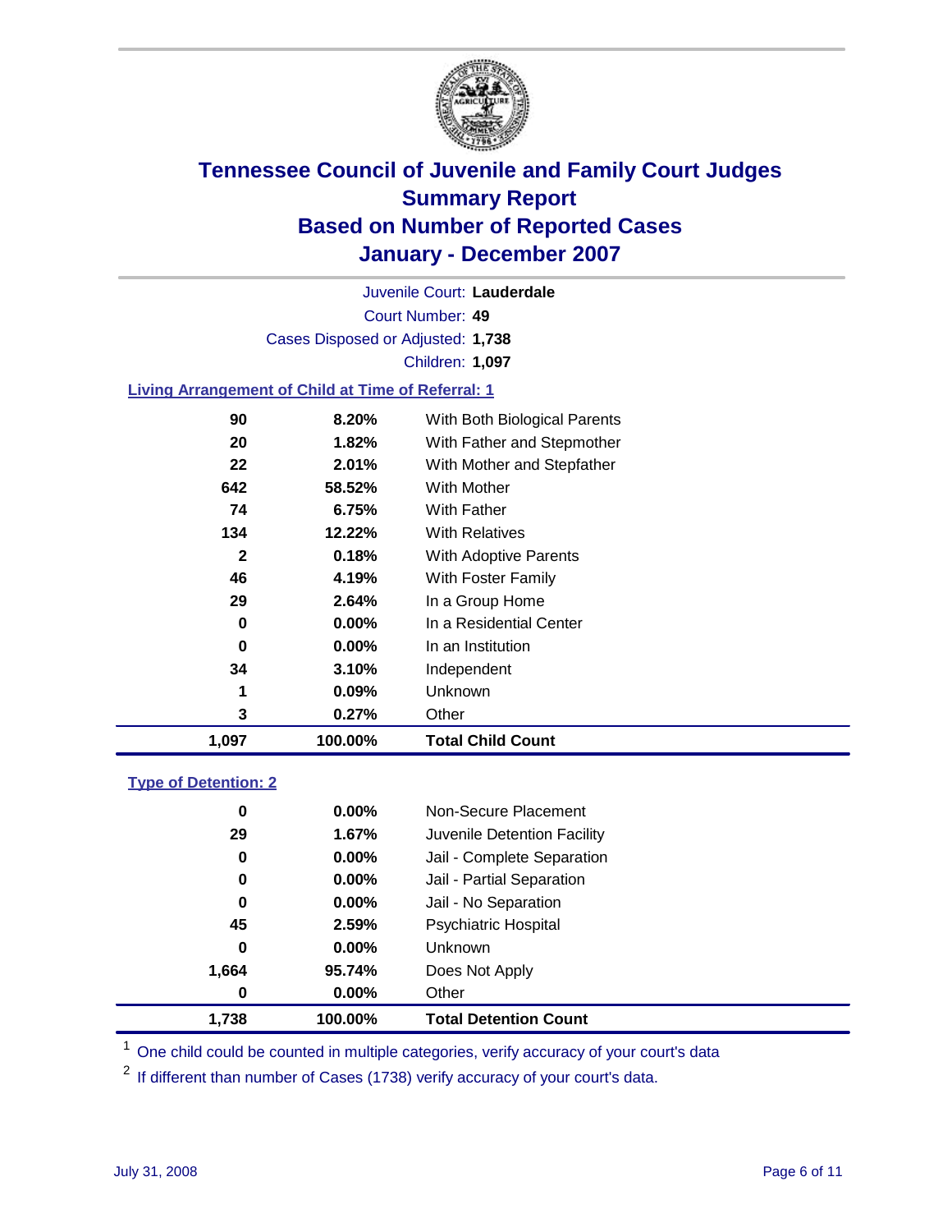# Tennessee Council of Juvenile and Family Court Judges
# Summary Report
# Based on Number of Reported Cases
# January - December 2007

Juvenile Court: **Lauderdale**

Court Number: **49**

Cases Disposed or Adjusted: **1,738**

Children: **1,097**

### Living Arrangement of Child at Time of Referral: 1

| | | |
|---|---|---|
| 90 | 8.20% | With Both Biological Parents |
| 20 | 1.82% | With Father and Stepmother |
| 22 | 2.01% | With Mother and Stepfather |
| 642 | 58.52% | With Mother |
| 74 | 6.75% | With Father |
| 134 | 12.22% | With Relatives |
| 2 | 0.18% | With Adoptive Parents |
| 46 | 4.19% | With Foster Family |
| 29 | 2.64% | In a Group Home |
| 0 | 0.00% | In a Residential Center |
| 0 | 0.00% | In an Institution |
| 34 | 3.10% | Independent |
| 1 | 0.09% | Unknown |
| 3 | 0.27% | Other |
| **1,097** | **100.00%** | **Total Child Count** |

### Type of Detention: 2

| | | |
|---|---|---|
| 0 | 0.00% | Non-Secure Placement |
| 29 | 1.67% | Juvenile Detention Facility |
| 0 | 0.00% | Jail - Complete Separation |
| 0 | 0.00% | Jail - Partial Separation |
| 0 | 0.00% | Jail - No Separation |
| 45 | 2.59% | Psychiatric Hospital |
| 0 | 0.00% | Unknown |
| 1,664 | 95.74% | Does Not Apply |
| 0 | 0.00% | Other |
| **1,738** | **100.00%** | **Total Detention Count** |

[1] One child could be counted in multiple categories, verify accuracy of your court's data

[2] If different than number of Cases (1738) verify accuracy of your court's data.

July 31, 2008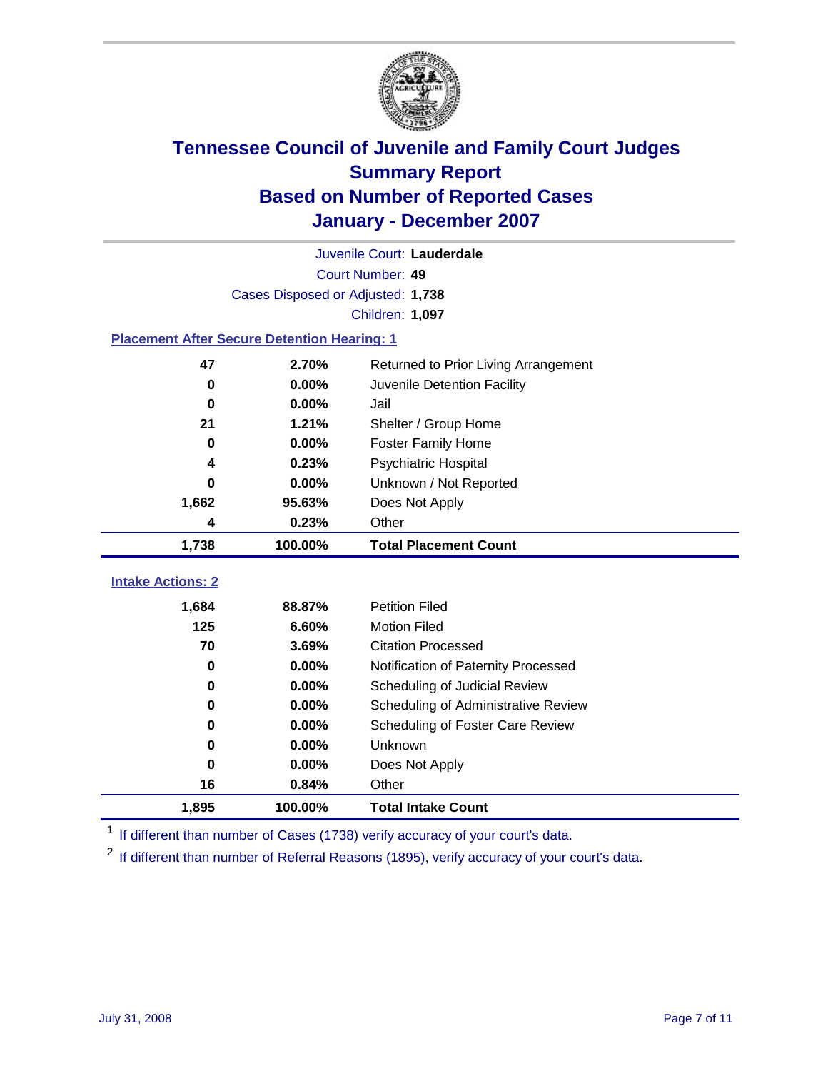# Tennessee Council of Juvenile and Family Court Judges
## Summary Report
## Based on Number of Reported Cases
## January - December 2007

Juvenile Court: **Lauderdale**

Court Number: **49**

Cases Disposed or Adjusted: **1,738**

Children: **1,097**

### Placement After Secure Detention Hearing: 1

| | | |
|---|---|---|
| 47 | 2.70% | Returned to Prior Living Arrangement |
| 0 | 0.00% | Juvenile Detention Facility |
| 0 | 0.00% | Jail |
| 21 | 1.21% | Shelter / Group Home |
| 0 | 0.00% | Foster Family Home |
| 4 | 0.23% | Psychiatric Hospital |
| 0 | 0.00% | Unknown / Not Reported |
| 1,662 | 95.63% | Does Not Apply |
| 4 | 0.23% | Other |
| **1,738** | **100.00%** | **Total Placement Count** |

### Intake Actions: 2

| | | |
|---|---|---|
| 1,684 | 88.87% | Petition Filed |
| 125 | 6.60% | Motion Filed |
| 70 | 3.69% | Citation Processed |
| 0 | 0.00% | Notification of Paternity Processed |
| 0 | 0.00% | Scheduling of Judicial Review |
| 0 | 0.00% | Scheduling of Administrative Review |
| 0 | 0.00% | Scheduling of Foster Care Review |
| 0 | 0.00% | Unknown |
| 0 | 0.00% | Does Not Apply |
| 16 | 0.84% | Other |
| **1,895** | **100.00%** | **Total Intake Count** |

[1] If different than number of Cases (1738) verify accuracy of your court's data.

[2] If different than number of Referral Reasons (1895), verify accuracy of your court's data.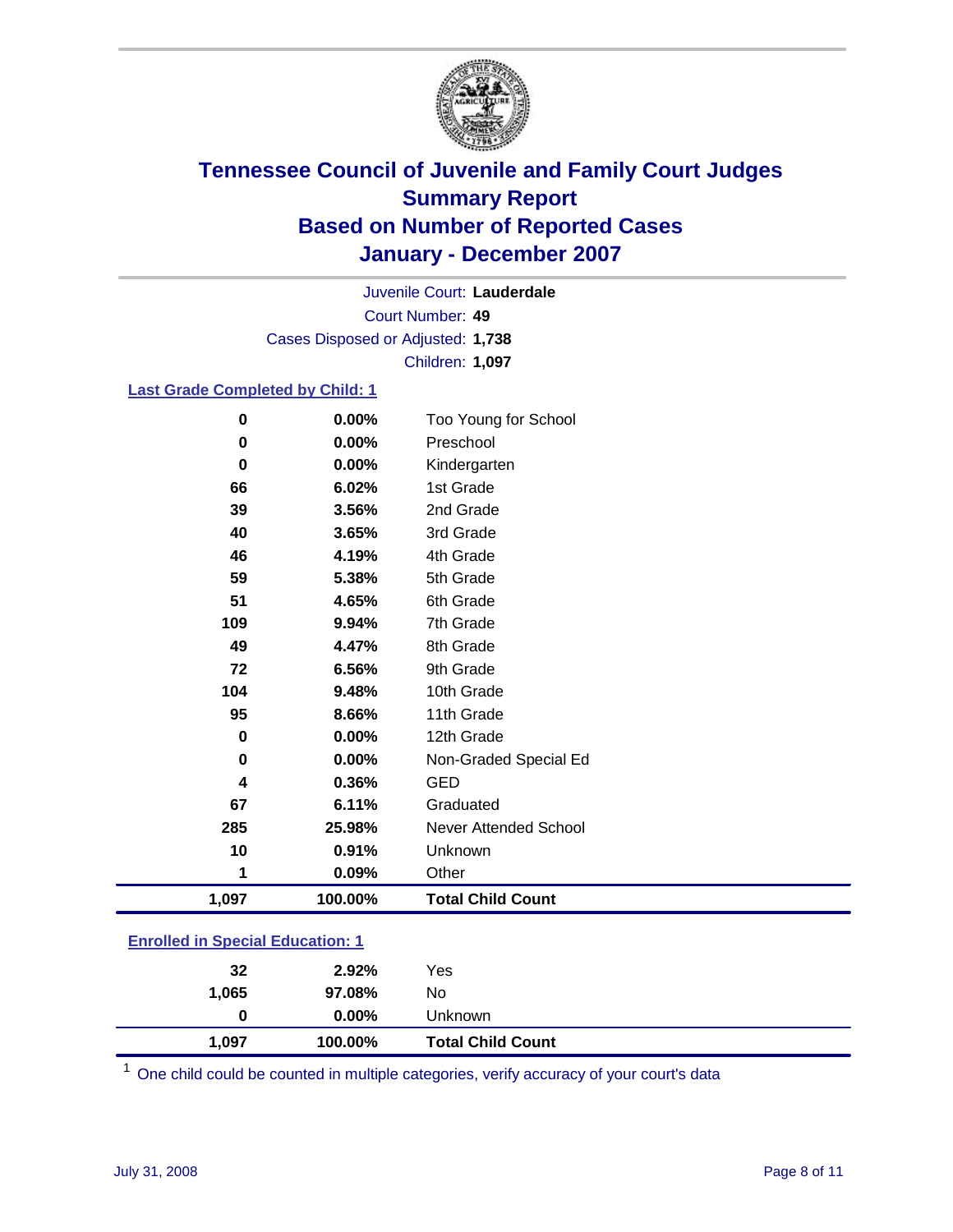# Tennessee Council of Juvenile and Family Court Judges
## Summary Report
## Based on Number of Reported Cases
## January - December 2007

Juvenile Court: **Lauderdale**

Court Number: **49**

Cases Disposed or Adjusted: **1,738**

Children: **1,097**

### Last Grade Completed by Child: 1

| | | |
|---|---|---|
| 0 | 0.00% | Too Young for School |
| 0 | 0.00% | Preschool |
| 0 | 0.00% | Kindergarten |
| 66 | 6.02% | 1st Grade |
| 39 | 3.56% | 2nd Grade |
| 40 | 3.65% | 3rd Grade |
| 46 | 4.19% | 4th Grade |
| 59 | 5.38% | 5th Grade |
| 51 | 4.65% | 6th Grade |
| 109 | 9.94% | 7th Grade |
| 49 | 4.47% | 8th Grade |
| 72 | 6.56% | 9th Grade |
| 104 | 9.48% | 10th Grade |
| 95 | 8.66% | 11th Grade |
| 0 | 0.00% | 12th Grade |
| 0 | 0.00% | Non-Graded Special Ed |
| 4 | 0.36% | GED |
| 67 | 6.11% | Graduated |
| 285 | 25.98% | Never Attended School |
| 10 | 0.91% | Unknown |
| 1 | 0.09% | Other |
| **1,097** | **100.00%** | **Total Child Count** |

### Enrolled in Special Education: 1

| | | |
|---|---|---|
| 32 | 2.92% | Yes |
| 1,065 | 97.08% | No |
| 0 | 0.00% | Unknown |
| **1,097** | **100.00%** | **Total Child Count** |

[1] One child could be counted in multiple categories, verify accuracy of your court's data

July 31, 2008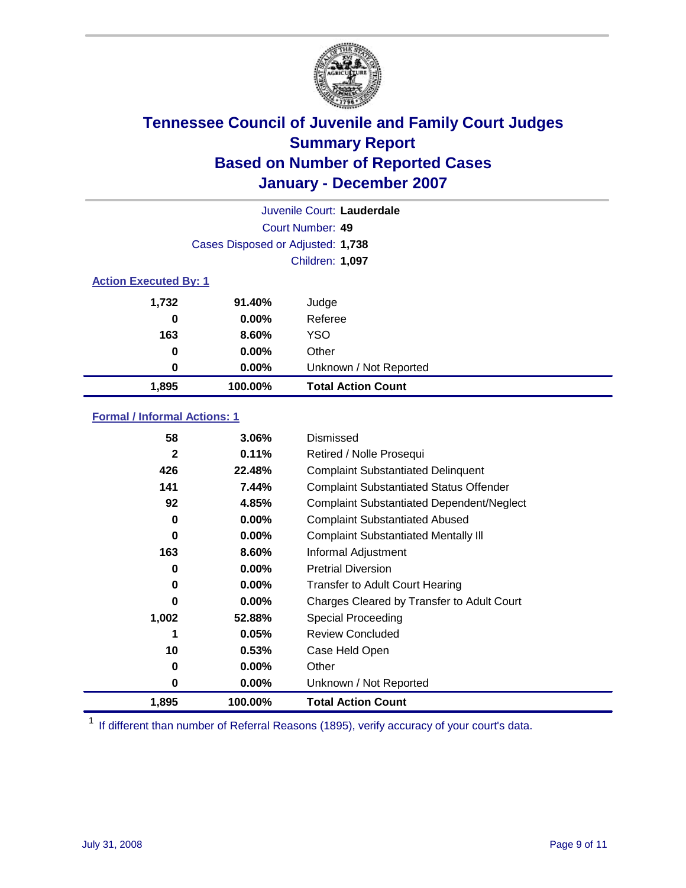# Tennessee Council of Juvenile and Family Court Judges
## Summary Report
## Based on Number of Reported Cases
## January - December 2007

Juvenile Court: **Lauderdale**
Court Number: **49**
Cases Disposed or Adjusted: **1,738**
Children: **1,097**

### Action Executed By: 1

| | | |
|---|---|---|
| 1,732 | 91.40% | Judge |
| 0 | 0.00% | Referee |
| 163 | 8.60% | YSO |
| 0 | 0.00% | Other |
| 0 | 0.00% | Unknown / Not Reported |
| **1,895** | **100.00%** | **Total Action Count** |

### Formal / Informal Actions: 1

| | | |
|---|---|---|
| 58 | 3.06% | Dismissed |
| 2 | 0.11% | Retired / Nolle Prosequi |
| 426 | 22.48% | Complaint Substantiated Delinquent |
| 141 | 7.44% | Complaint Substantiated Status Offender |
| 92 | 4.85% | Complaint Substantiated Dependent/Neglect |
| 0 | 0.00% | Complaint Substantiated Abused |
| 0 | 0.00% | Complaint Substantiated Mentally Ill |
| 163 | 8.60% | Informal Adjustment |
| 0 | 0.00% | Pretrial Diversion |
| 0 | 0.00% | Transfer to Adult Court Hearing |
| 0 | 0.00% | Charges Cleared by Transfer to Adult Court |
| 1,002 | 52.88% | Special Proceeding |
| 1 | 0.05% | Review Concluded |
| 10 | 0.53% | Case Held Open |
| 0 | 0.00% | Other |
| 0 | 0.00% | Unknown / Not Reported |
| **1,895** | **100.00%** | **Total Action Count** |

[1] If different than number of Referral Reasons (1895), verify accuracy of your court's data.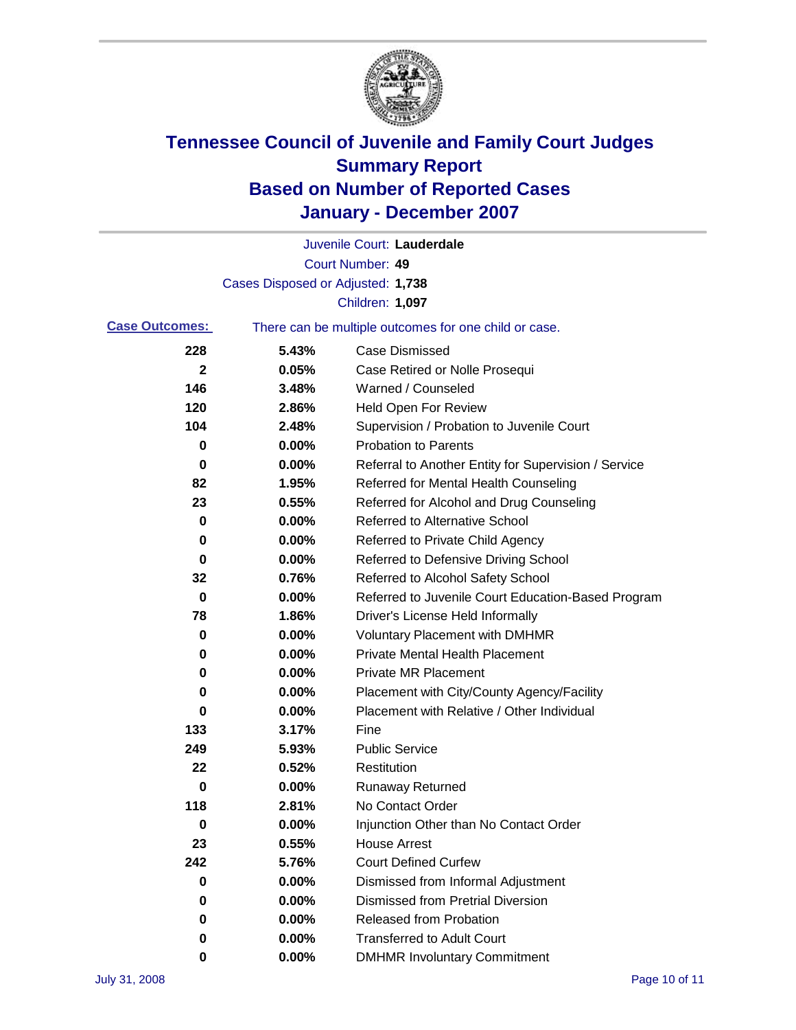# Tennessee Council of Juvenile and Family Court Judges
## Summary Report
## Based on Number of Reported Cases
## January - December 2007

Juvenile Court: **Lauderdale**

Court Number: **49**

Cases Disposed or Adjusted: **1,738**

Children: **1,097**

**Case Outcomes:** There can be multiple outcomes for one child or case.

| | | |
|---|---|---|
| 228 | 5.43% | Case Dismissed |
| 2 | 0.05% | Case Retired or Nolle Prosequi |
| 146 | 3.48% | Warned / Counseled |
| 120 | 2.86% | Held Open For Review |
| 104 | 2.48% | Supervision / Probation to Juvenile Court |
| 0 | 0.00% | Probation to Parents |
| 0 | 0.00% | Referral to Another Entity for Supervision / Service |
| 82 | 1.95% | Referred for Mental Health Counseling |
| 23 | 0.55% | Referred for Alcohol and Drug Counseling |
| 0 | 0.00% | Referred to Alternative School |
| 0 | 0.00% | Referred to Private Child Agency |
| 0 | 0.00% | Referred to Defensive Driving School |
| 32 | 0.76% | Referred to Alcohol Safety School |
| 0 | 0.00% | Referred to Juvenile Court Education-Based Program |
| 78 | 1.86% | Driver's License Held Informally |
| 0 | 0.00% | Voluntary Placement with DMHMR |
| 0 | 0.00% | Private Mental Health Placement |
| 0 | 0.00% | Private MR Placement |
| 0 | 0.00% | Placement with City/County Agency/Facility |
| 0 | 0.00% | Placement with Relative / Other Individual |
| 133 | 3.17% | Fine |
| 249 | 5.93% | Public Service |
| 22 | 0.52% | Restitution |
| 0 | 0.00% | Runaway Returned |
| 118 | 2.81% | No Contact Order |
| 0 | 0.00% | Injunction Other than No Contact Order |
| 23 | 0.55% | House Arrest |
| 242 | 5.76% | Court Defined Curfew |
| 0 | 0.00% | Dismissed from Informal Adjustment |
| 0 | 0.00% | Dismissed from Pretrial Diversion |
| 0 | 0.00% | Released from Probation |
| 0 | 0.00% | Transferred to Adult Court |
| 0 | 0.00% | DMHMR Involuntary Commitment |

July 31, 2008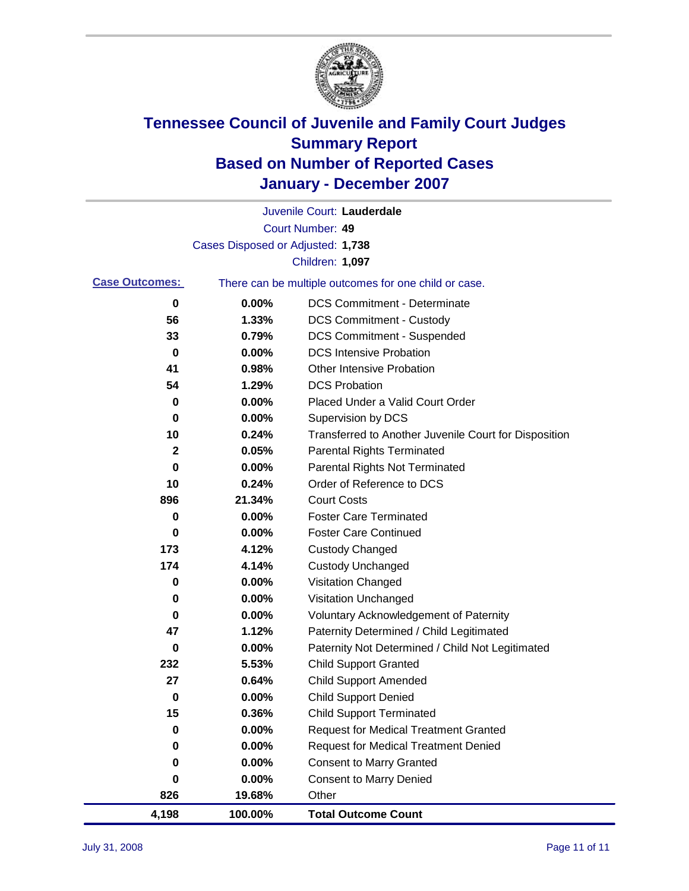# Tennessee Council of Juvenile and Family Court Judges
## Summary Report
## Based on Number of Reported Cases
## January - December 2007

Juvenile Court: **Lauderdale**
Court Number: **49**
Cases Disposed or Adjusted: **1,738**
Children: **1,097**

**Case Outcomes:** There can be multiple outcomes for one child or case.

| | | |
|---|---|---|
| 0 | 0.00% | DCS Commitment - Determinate |
| 56 | 1.33% | DCS Commitment - Custody |
| 33 | 0.79% | DCS Commitment - Suspended |
| 0 | 0.00% | DCS Intensive Probation |
| 41 | 0.98% | Other Intensive Probation |
| 54 | 1.29% | DCS Probation |
| 0 | 0.00% | Placed Under a Valid Court Order |
| 0 | 0.00% | Supervision by DCS |
| 10 | 0.24% | Transferred to Another Juvenile Court for Disposition |
| 2 | 0.05% | Parental Rights Terminated |
| 0 | 0.00% | Parental Rights Not Terminated |
| 10 | 0.24% | Order of Reference to DCS |
| 896 | 21.34% | Court Costs |
| 0 | 0.00% | Foster Care Terminated |
| 0 | 0.00% | Foster Care Continued |
| 173 | 4.12% | Custody Changed |
| 174 | 4.14% | Custody Unchanged |
| 0 | 0.00% | Visitation Changed |
| 0 | 0.00% | Visitation Unchanged |
| 0 | 0.00% | Voluntary Acknowledgement of Paternity |
| 47 | 1.12% | Paternity Determined / Child Legitimated |
| 0 | 0.00% | Paternity Not Determined / Child Not Legitimated |
| 232 | 5.53% | Child Support Granted |
| 27 | 0.64% | Child Support Amended |
| 0 | 0.00% | Child Support Denied |
| 15 | 0.36% | Child Support Terminated |
| 0 | 0.00% | Request for Medical Treatment Granted |
| 0 | 0.00% | Request for Medical Treatment Denied |
| 0 | 0.00% | Consent to Marry Granted |
| 0 | 0.00% | Consent to Marry Denied |
| 826 | 19.68% | Other |
| **4,198** | **100.00%** | **Total Outcome Count** |

July 31, 2008